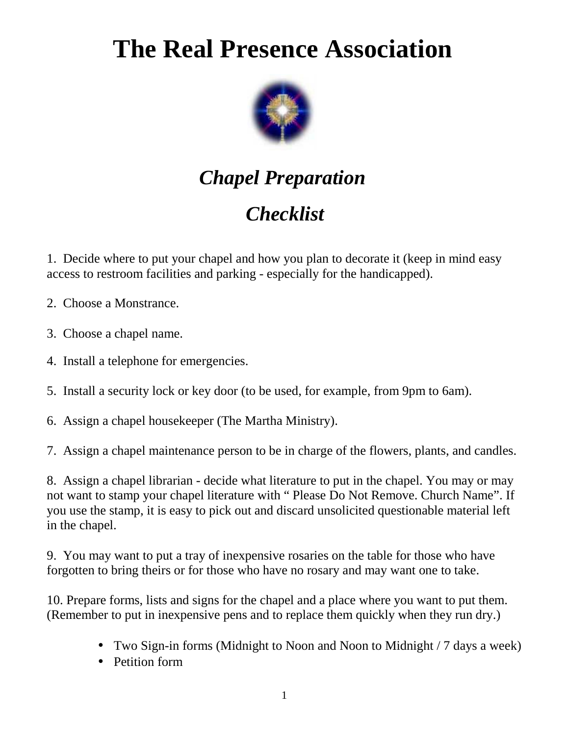# The Real Presence Association

## *Chapel Preparation*

## *Checklist*

1. Decide where to put your chapel and how you plan to decorate it (keep in mind easy access to restroom facilities and parking - especially for the handicapped).

2. Choose a Monstrance.

3. Choose a chapel name.

4. Install a telephone for emergencies.

5. Install a security lock or key door (to be used, for example, from 9pm to 6am).

6. Assign a chapel housekeeper (The Martha Ministry).

7. Assign a chapel maintenance person to be in charge of the flowers, plants, and candles.

8. Assign a chapel librarian - decide what literature to put in the chapel. You may or may not want to stamp your chapel literature with " Please Do Not Remove. Church Name". If you use the stamp, it is easy to pick out and discard unsolicited questionable material left in the chapel.

9. You may want to put a tray of inexpensive rosaries on the table for those who have forgotten to bring theirs or for those who have no rosary and may want one to take.

10. Prepare forms, lists and signs for the chapel and a place where you want to put them. (Remember to put in inexpensive pens and to replace them quickly when they run dry.)

- Two Sign-in forms (Midnight to Noon and Noon to Midnight / 7 days a week)
- Petition form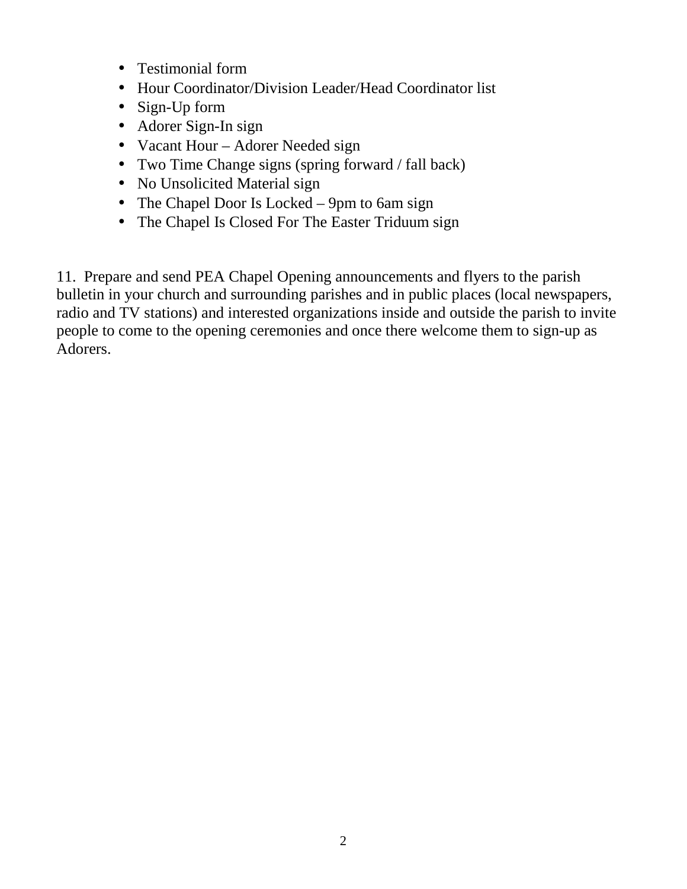- Testimonial form
- Hour Coordinator/Division Leader/Head Coordinator list
- Sign-Up form
- Adorer Sign-In sign
- Vacant Hour – Adorer Needed sign
- Two Time Change signs (spring forward / fall back)
- No Unsolicited Material sign
- The Chapel Door Is Locked – 9pm to 6am sign
- The Chapel Is Closed For The Easter Triduum sign

11. Prepare and send PEA Chapel Opening announcements and flyers to the parish bulletin in your church and surrounding parishes and in public places (local newspapers, radio and TV stations) and interested organizations inside and outside the parish to invite people to come to the opening ceremonies and once there welcome them to sign-up as Adorers.